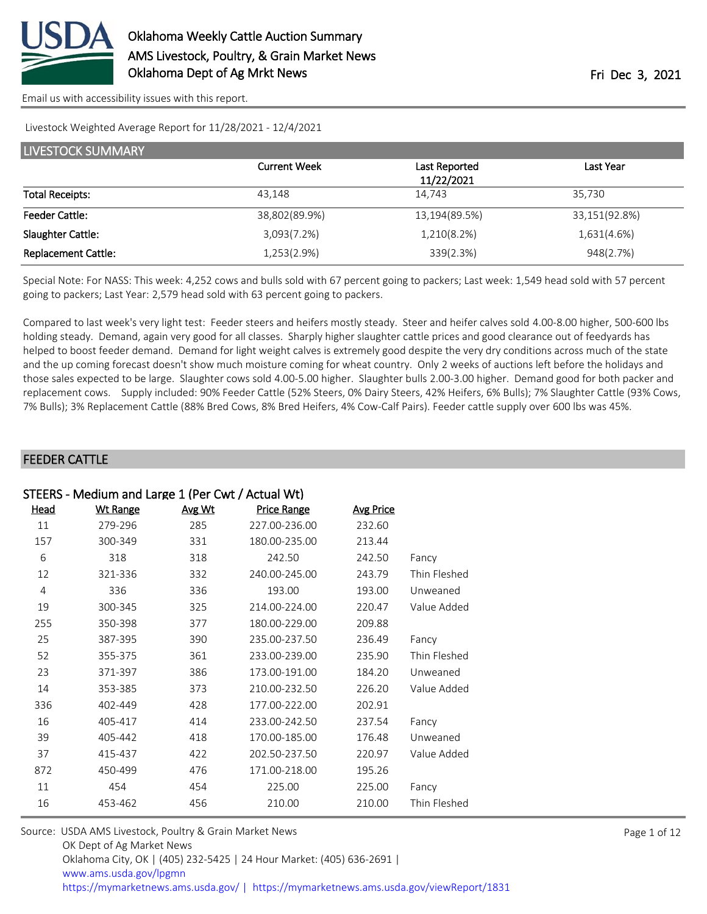# Oklahoma Weekly Cattle Auction Summary
AMS Livestock, Poultry, & Grain Market News
Oklahoma Dept of Ag Mrkt News

Fri Dec 3, 2021

Email us with accessibility issues with this report.

Livestock Weighted Average Report for 11/28/2021 - 12/4/2021

## LIVESTOCK SUMMARY

| | Current Week | Last Reported 11/22/2021 | Last Year |
|---|---|---|---|
| Total Receipts: | 43,148 | 14,743 | 35,730 |
| Feeder Cattle: | 38,802(89.9%) | 13,194(89.5%) | 33,151(92.8%) |
| Slaughter Cattle: | 3,093(7.2%) | 1,210(8.2%) | 1,631(4.6%) |
| Replacement Cattle: | 1,253(2.9%) | 339(2.3%) | 948(2.7%) |

Special Note: For NASS: This week: 4,252 cows and bulls sold with 67 percent going to packers; Last week: 1,549 head sold with 57 percent going to packers; Last Year: 2,579 head sold with 63 percent going to packers.

Compared to last week's very light test: Feeder steers and heifers mostly steady. Steer and heifer calves sold 4.00-8.00 higher, 500-600 lbs holding steady. Demand, again very good for all classes. Sharply higher slaughter cattle prices and good clearance out of feedyards has helped to boost feeder demand. Demand for light weight calves is extremely good despite the very dry conditions across much of the state and the up coming forecast doesn't show much moisture coming for wheat country. Only 2 weeks of auctions left before the holidays and those sales expected to be large. Slaughter cows sold 4.00-5.00 higher. Slaughter bulls 2.00-3.00 higher. Demand good for both packer and replacement cows. Supply included: 90% Feeder Cattle (52% Steers, 0% Dairy Steers, 42% Heifers, 6% Bulls); 7% Slaughter Cattle (93% Cows, 7% Bulls); 3% Replacement Cattle (88% Bred Cows, 8% Bred Heifers, 4% Cow-Calf Pairs). Feeder cattle supply over 600 lbs was 45%.

## FEEDER CATTLE

### STEERS - Medium and Large 1 (Per Cwt / Actual Wt)

| Head | Wt Range | Avg Wt | Price Range | Avg Price | |
|---|---|---|---|---|---|
| 11 | 279-296 | 285 | 227.00-236.00 | 232.60 | |
| 157 | 300-349 | 331 | 180.00-235.00 | 213.44 | |
| 6 | 318 | 318 | 242.50 | 242.50 | Fancy |
| 12 | 321-336 | 332 | 240.00-245.00 | 243.79 | Thin Fleshed |
| 4 | 336 | 336 | 193.00 | 193.00 | Unweaned |
| 19 | 300-345 | 325 | 214.00-224.00 | 220.47 | Value Added |
| 255 | 350-398 | 377 | 180.00-229.00 | 209.88 | |
| 25 | 387-395 | 390 | 235.00-237.50 | 236.49 | Fancy |
| 52 | 355-375 | 361 | 233.00-239.00 | 235.90 | Thin Fleshed |
| 23 | 371-397 | 386 | 173.00-191.00 | 184.20 | Unweaned |
| 14 | 353-385 | 373 | 210.00-232.50 | 226.20 | Value Added |
| 336 | 402-449 | 428 | 177.00-222.00 | 202.91 | |
| 16 | 405-417 | 414 | 233.00-242.50 | 237.54 | Fancy |
| 39 | 405-442 | 418 | 170.00-185.00 | 176.48 | Unweaned |
| 37 | 415-437 | 422 | 202.50-237.50 | 220.97 | Value Added |
| 872 | 450-499 | 476 | 171.00-218.00 | 195.26 | |
| 11 | 454 | 454 | 225.00 | 225.00 | Fancy |
| 16 | 453-462 | 456 | 210.00 | 210.00 | Thin Fleshed |

Source: USDA AMS Livestock, Poultry & Grain Market News
OK Dept of Ag Market News
Oklahoma City, OK | (405) 232-5425 | 24 Hour Market: (405) 636-2691 |
www.ams.usda.gov/lpgmn
https://mymarketnews.ams.usda.gov/ | https://mymarketnews.ams.usda.gov/viewReport/1831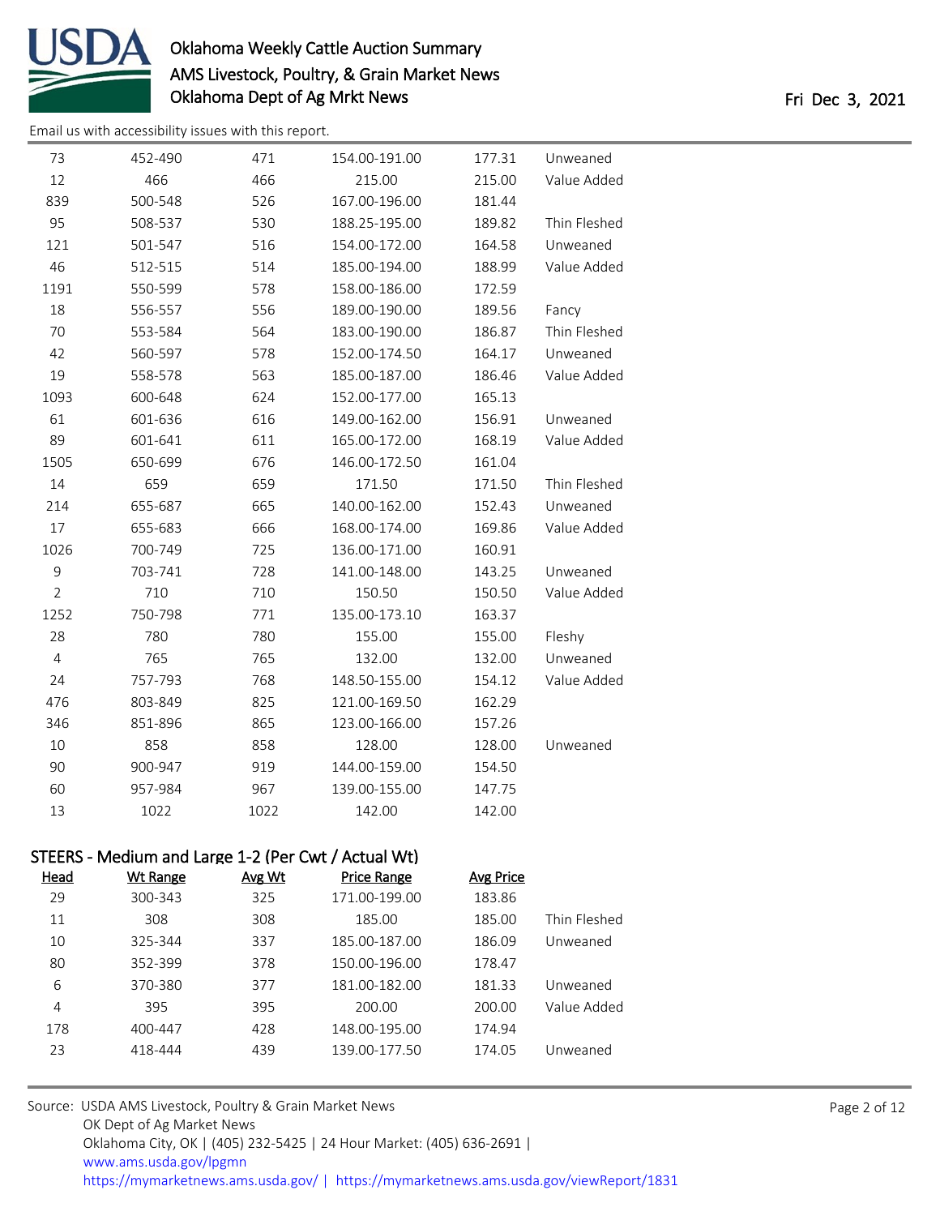| Head | Wt Range | Avg Wt | Price Range | Avg Price | |
|---|---|---|---|---|---|
| 73 | 452-490 | 471 | 154.00-191.00 | 177.31 | Unweaned |
| 12 | 466 | 466 | 215.00 | 215.00 | Value Added |
| 839 | 500-548 | 526 | 167.00-196.00 | 181.44 | |
| 95 | 508-537 | 530 | 188.25-195.00 | 189.82 | Thin Fleshed |
| 121 | 501-547 | 516 | 154.00-172.00 | 164.58 | Unweaned |
| 46 | 512-515 | 514 | 185.00-194.00 | 188.99 | Value Added |
| 1191 | 550-599 | 578 | 158.00-186.00 | 172.59 | |
| 18 | 556-557 | 556 | 189.00-190.00 | 189.56 | Fancy |
| 70 | 553-584 | 564 | 183.00-190.00 | 186.87 | Thin Fleshed |
| 42 | 560-597 | 578 | 152.00-174.50 | 164.17 | Unweaned |
| 19 | 558-578 | 563 | 185.00-187.00 | 186.46 | Value Added |
| 1093 | 600-648 | 624 | 152.00-177.00 | 165.13 | |
| 61 | 601-636 | 616 | 149.00-162.00 | 156.91 | Unweaned |
| 89 | 601-641 | 611 | 165.00-172.00 | 168.19 | Value Added |
| 1505 | 650-699 | 676 | 146.00-172.50 | 161.04 | |
| 14 | 659 | 659 | 171.50 | 171.50 | Thin Fleshed |
| 214 | 655-687 | 665 | 140.00-162.00 | 152.43 | Unweaned |
| 17 | 655-683 | 666 | 168.00-174.00 | 169.86 | Value Added |
| 1026 | 700-749 | 725 | 136.00-171.00 | 160.91 | |
| 9 | 703-741 | 728 | 141.00-148.00 | 143.25 | Unweaned |
| 2 | 710 | 710 | 150.50 | 150.50 | Value Added |
| 1252 | 750-798 | 771 | 135.00-173.10 | 163.37 | |
| 28 | 780 | 780 | 155.00 | 155.00 | Fleshy |
| 4 | 765 | 765 | 132.00 | 132.00 | Unweaned |
| 24 | 757-793 | 768 | 148.50-155.00 | 154.12 | Value Added |
| 476 | 803-849 | 825 | 121.00-169.50 | 162.29 | |
| 346 | 851-896 | 865 | 123.00-166.00 | 157.26 | |
| 10 | 858 | 858 | 128.00 | 128.00 | Unweaned |
| 90 | 900-947 | 919 | 144.00-159.00 | 154.50 | |
| 60 | 957-984 | 967 | 139.00-155.00 | 147.75 | |
| 13 | 1022 | 1022 | 142.00 | 142.00 | |

## STEERS - Medium and Large 1-2 (Per Cwt / Actual Wt)

| Head | Wt Range | Avg Wt | Price Range | Avg Price | |
|---|---|---|---|---|---|
| 29 | 300-343 | 325 | 171.00-199.00 | 183.86 | |
| 11 | 308 | 308 | 185.00 | 185.00 | Thin Fleshed |
| 10 | 325-344 | 337 | 185.00-187.00 | 186.09 | Unweaned |
| 80 | 352-399 | 378 | 150.00-196.00 | 178.47 | |
| 6 | 370-380 | 377 | 181.00-182.00 | 181.33 | Unweaned |
| 4 | 395 | 395 | 200.00 | 200.00 | Value Added |
| 178 | 400-447 | 428 | 148.00-195.00 | 174.94 | |
| 23 | 418-444 | 439 | 139.00-177.50 | 174.05 | Unweaned |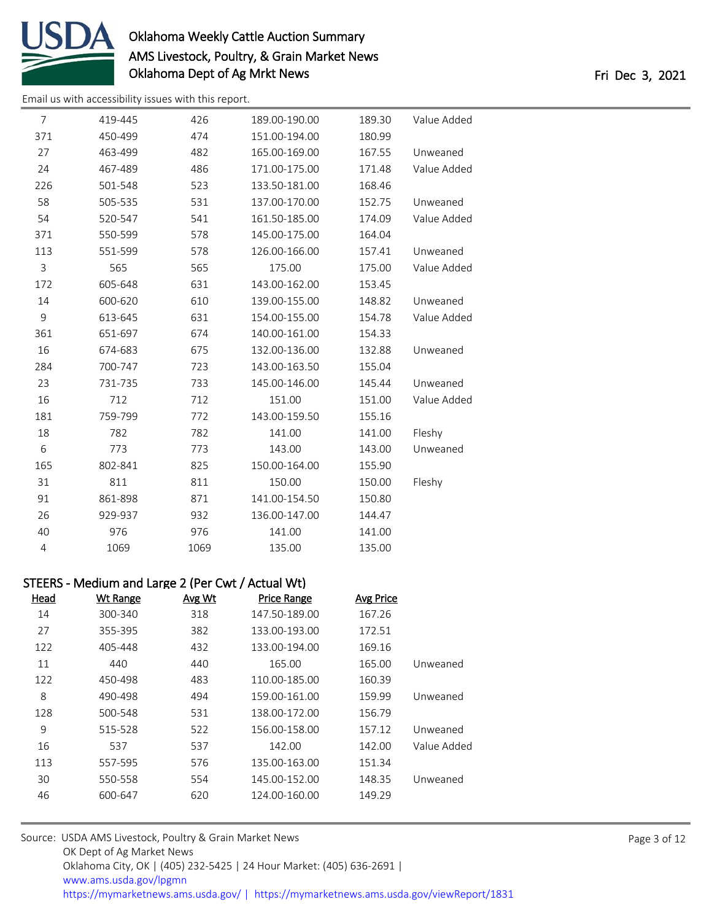Email us with accessibility issues with this report.

| Head | Wt Range | Avg Wt | Price Range | Avg Price | |
|---|---|---|---|---|---|
| 7 | 419-445 | 426 | 189.00-190.00 | 189.30 | Value Added |
| 371 | 450-499 | 474 | 151.00-194.00 | 180.99 | |
| 27 | 463-499 | 482 | 165.00-169.00 | 167.55 | Unweaned |
| 24 | 467-489 | 486 | 171.00-175.00 | 171.48 | Value Added |
| 226 | 501-548 | 523 | 133.50-181.00 | 168.46 | |
| 58 | 505-535 | 531 | 137.00-170.00 | 152.75 | Unweaned |
| 54 | 520-547 | 541 | 161.50-185.00 | 174.09 | Value Added |
| 371 | 550-599 | 578 | 145.00-175.00 | 164.04 | |
| 113 | 551-599 | 578 | 126.00-166.00 | 157.41 | Unweaned |
| 3 | 565 | 565 | 175.00 | 175.00 | Value Added |
| 172 | 605-648 | 631 | 143.00-162.00 | 153.45 | |
| 14 | 600-620 | 610 | 139.00-155.00 | 148.82 | Unweaned |
| 9 | 613-645 | 631 | 154.00-155.00 | 154.78 | Value Added |
| 361 | 651-697 | 674 | 140.00-161.00 | 154.33 | |
| 16 | 674-683 | 675 | 132.00-136.00 | 132.88 | Unweaned |
| 284 | 700-747 | 723 | 143.00-163.50 | 155.04 | |
| 23 | 731-735 | 733 | 145.00-146.00 | 145.44 | Unweaned |
| 16 | 712 | 712 | 151.00 | 151.00 | Value Added |
| 181 | 759-799 | 772 | 143.00-159.50 | 155.16 | |
| 18 | 782 | 782 | 141.00 | 141.00 | Fleshy |
| 6 | 773 | 773 | 143.00 | 143.00 | Unweaned |
| 165 | 802-841 | 825 | 150.00-164.00 | 155.90 | |
| 31 | 811 | 811 | 150.00 | 150.00 | Fleshy |
| 91 | 861-898 | 871 | 141.00-154.50 | 150.80 | |
| 26 | 929-937 | 932 | 136.00-147.00 | 144.47 | |
| 40 | 976 | 976 | 141.00 | 141.00 | |
| 4 | 1069 | 1069 | 135.00 | 135.00 | |

## STEERS - Medium and Large 2 (Per Cwt / Actual Wt)

| Head | Wt Range | Avg Wt | Price Range | Avg Price | |
|---|---|---|---|---|---|
| 14 | 300-340 | 318 | 147.50-189.00 | 167.26 | |
| 27 | 355-395 | 382 | 133.00-193.00 | 172.51 | |
| 122 | 405-448 | 432 | 133.00-194.00 | 169.16 | |
| 11 | 440 | 440 | 165.00 | 165.00 | Unweaned |
| 122 | 450-498 | 483 | 110.00-185.00 | 160.39 | |
| 8 | 490-498 | 494 | 159.00-161.00 | 159.99 | Unweaned |
| 128 | 500-548 | 531 | 138.00-172.00 | 156.79 | |
| 9 | 515-528 | 522 | 156.00-158.00 | 157.12 | Unweaned |
| 16 | 537 | 537 | 142.00 | 142.00 | Value Added |
| 113 | 557-595 | 576 | 135.00-163.00 | 151.34 | |
| 30 | 550-558 | 554 | 145.00-152.00 | 148.35 | Unweaned |
| 46 | 600-647 | 620 | 124.00-160.00 | 149.29 | |

Source: USDA AMS Livestock, Poultry & Grain Market News
OK Dept of Ag Market News
Oklahoma City, OK | (405) 232-5425 | 24 Hour Market: (405) 636-2691 |
www.ams.usda.gov/lpgmn
https://mymarketnews.ams.usda.gov/ | https://mymarketnews.ams.usda.gov/viewReport/1831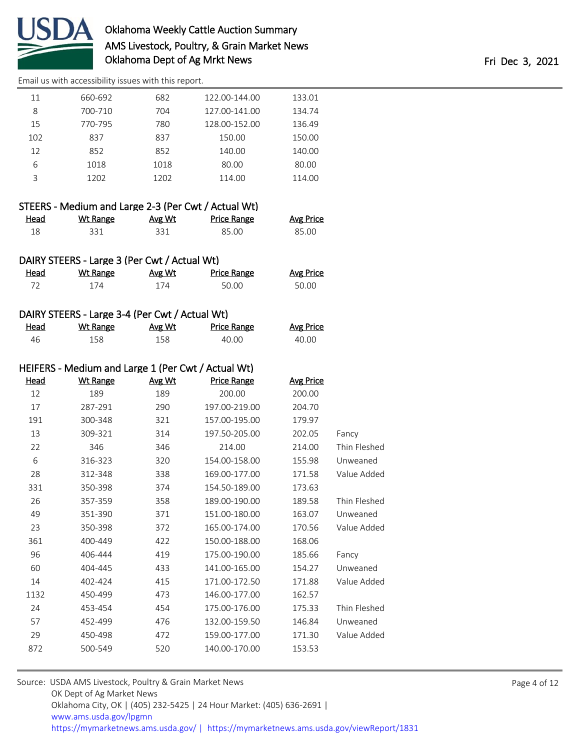Email us with accessibility issues with this report.

| Head | Wt Range | Avg Wt | Price Range | Avg Price | |
|---|---|---|---|---|---|
| 11 | 660-692 | 682 | 122.00-144.00 | 133.01 | |
| 8 | 700-710 | 704 | 127.00-141.00 | 134.74 | |
| 15 | 770-795 | 780 | 128.00-152.00 | 136.49 | |
| 102 | 837 | 837 | 150.00 | 150.00 | |
| 12 | 852 | 852 | 140.00 | 140.00 | |
| 6 | 1018 | 1018 | 80.00 | 80.00 | |
| 3 | 1202 | 1202 | 114.00 | 114.00 | |

## STEERS - Medium and Large 2-3 (Per Cwt / Actual Wt)

| Head | Wt Range | Avg Wt | Price Range | Avg Price |
|---|---|---|---|---|
| 18 | 331 | 331 | 85.00 | 85.00 |

## DAIRY STEERS - Large 3 (Per Cwt / Actual Wt)

| Head | Wt Range | Avg Wt | Price Range | Avg Price |
|---|---|---|---|---|
| 72 | 174 | 174 | 50.00 | 50.00 |

## DAIRY STEERS - Large 3-4 (Per Cwt / Actual Wt)

| Head | Wt Range | Avg Wt | Price Range | Avg Price |
|---|---|---|---|---|
| 46 | 158 | 158 | 40.00 | 40.00 |

## HEIFERS - Medium and Large 1 (Per Cwt / Actual Wt)

| Head | Wt Range | Avg Wt | Price Range | Avg Price | |
|---|---|---|---|---|---|
| 12 | 189 | 189 | 200.00 | 200.00 | |
| 17 | 287-291 | 290 | 197.00-219.00 | 204.70 | |
| 191 | 300-348 | 321 | 157.00-195.00 | 179.97 | |
| 13 | 309-321 | 314 | 197.50-205.00 | 202.05 | Fancy |
| 22 | 346 | 346 | 214.00 | 214.00 | Thin Fleshed |
| 6 | 316-323 | 320 | 154.00-158.00 | 155.98 | Unweaned |
| 28 | 312-348 | 338 | 169.00-177.00 | 171.58 | Value Added |
| 331 | 350-398 | 374 | 154.50-189.00 | 173.63 | |
| 26 | 357-359 | 358 | 189.00-190.00 | 189.58 | Thin Fleshed |
| 49 | 351-390 | 371 | 151.00-180.00 | 163.07 | Unweaned |
| 23 | 350-398 | 372 | 165.00-174.00 | 170.56 | Value Added |
| 361 | 400-449 | 422 | 150.00-188.00 | 168.06 | |
| 96 | 406-444 | 419 | 175.00-190.00 | 185.66 | Fancy |
| 60 | 404-445 | 433 | 141.00-165.00 | 154.27 | Unweaned |
| 14 | 402-424 | 415 | 171.00-172.50 | 171.88 | Value Added |
| 1132 | 450-499 | 473 | 146.00-177.00 | 162.57 | |
| 24 | 453-454 | 454 | 175.00-176.00 | 175.33 | Thin Fleshed |
| 57 | 452-499 | 476 | 132.00-159.50 | 146.84 | Unweaned |
| 29 | 450-498 | 472 | 159.00-177.00 | 171.30 | Value Added |
| 872 | 500-549 | 520 | 140.00-170.00 | 153.53 | |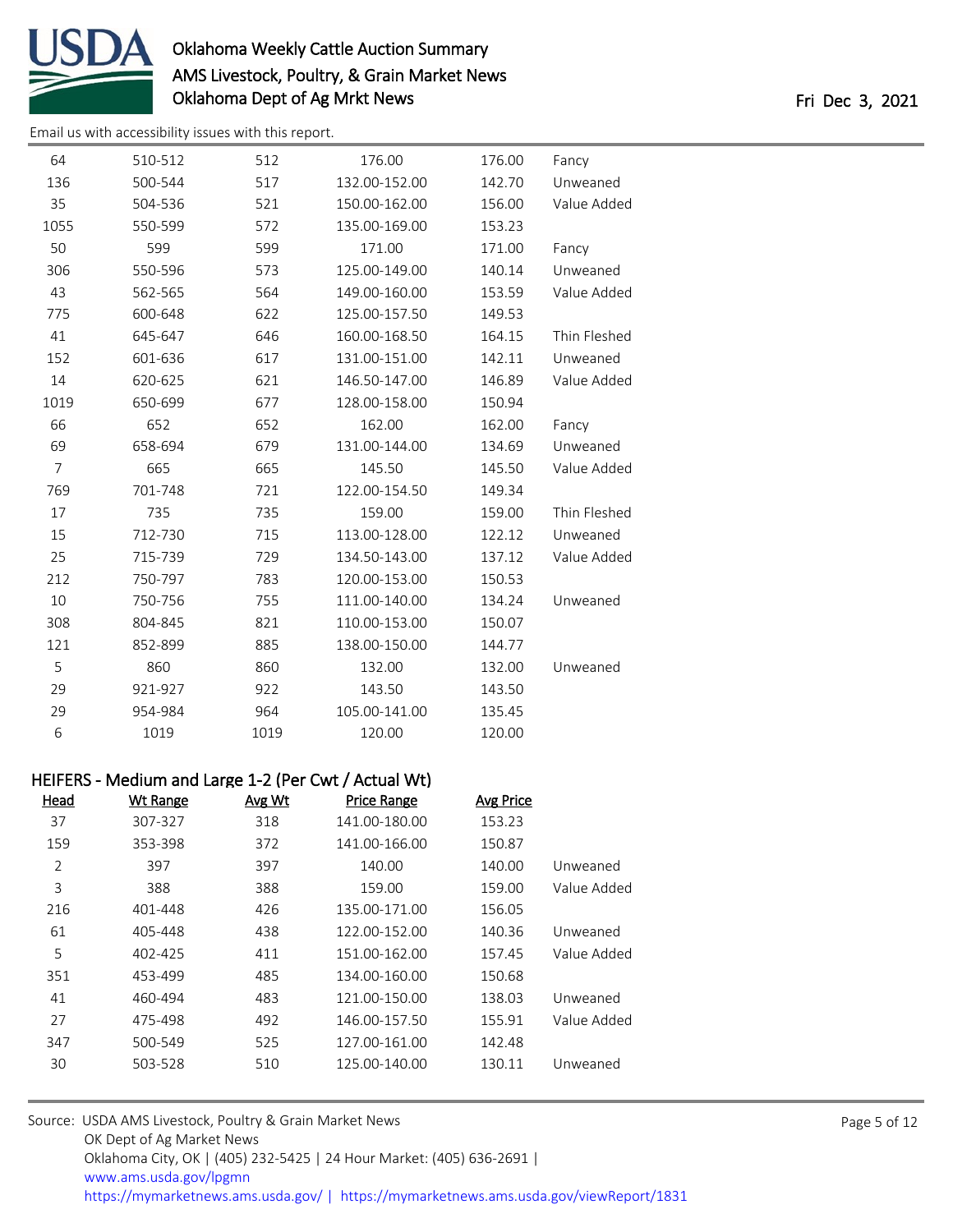| Head | Wt Range | Avg Wt | Price Range | Avg Price | |
|---|---|---|---|---|---|
| 64 | 510-512 | 512 | 176.00 | 176.00 | Fancy |
| 136 | 500-544 | 517 | 132.00-152.00 | 142.70 | Unweaned |
| 35 | 504-536 | 521 | 150.00-162.00 | 156.00 | Value Added |
| 1055 | 550-599 | 572 | 135.00-169.00 | 153.23 | |
| 50 | 599 | 599 | 171.00 | 171.00 | Fancy |
| 306 | 550-596 | 573 | 125.00-149.00 | 140.14 | Unweaned |
| 43 | 562-565 | 564 | 149.00-160.00 | 153.59 | Value Added |
| 775 | 600-648 | 622 | 125.00-157.50 | 149.53 | |
| 41 | 645-647 | 646 | 160.00-168.50 | 164.15 | Thin Fleshed |
| 152 | 601-636 | 617 | 131.00-151.00 | 142.11 | Unweaned |
| 14 | 620-625 | 621 | 146.50-147.00 | 146.89 | Value Added |
| 1019 | 650-699 | 677 | 128.00-158.00 | 150.94 | |
| 66 | 652 | 652 | 162.00 | 162.00 | Fancy |
| 69 | 658-694 | 679 | 131.00-144.00 | 134.69 | Unweaned |
| 7 | 665 | 665 | 145.50 | 145.50 | Value Added |
| 769 | 701-748 | 721 | 122.00-154.50 | 149.34 | |
| 17 | 735 | 735 | 159.00 | 159.00 | Thin Fleshed |
| 15 | 712-730 | 715 | 113.00-128.00 | 122.12 | Unweaned |
| 25 | 715-739 | 729 | 134.50-143.00 | 137.12 | Value Added |
| 212 | 750-797 | 783 | 120.00-153.00 | 150.53 | |
| 10 | 750-756 | 755 | 111.00-140.00 | 134.24 | Unweaned |
| 308 | 804-845 | 821 | 110.00-153.00 | 150.07 | |
| 121 | 852-899 | 885 | 138.00-150.00 | 144.77 | |
| 5 | 860 | 860 | 132.00 | 132.00 | Unweaned |
| 29 | 921-927 | 922 | 143.50 | 143.50 | |
| 29 | 954-984 | 964 | 105.00-141.00 | 135.45 | |
| 6 | 1019 | 1019 | 120.00 | 120.00 | |

## HEIFERS - Medium and Large 1-2 (Per Cwt / Actual Wt)

| Head | Wt Range | Avg Wt | Price Range | Avg Price | |
|---|---|---|---|---|---|
| 37 | 307-327 | 318 | 141.00-180.00 | 153.23 | |
| 159 | 353-398 | 372 | 141.00-166.00 | 150.87 | |
| 2 | 397 | 397 | 140.00 | 140.00 | Unweaned |
| 3 | 388 | 388 | 159.00 | 159.00 | Value Added |
| 216 | 401-448 | 426 | 135.00-171.00 | 156.05 | |
| 61 | 405-448 | 438 | 122.00-152.00 | 140.36 | Unweaned |
| 5 | 402-425 | 411 | 151.00-162.00 | 157.45 | Value Added |
| 351 | 453-499 | 485 | 134.00-160.00 | 150.68 | |
| 41 | 460-494 | 483 | 121.00-150.00 | 138.03 | Unweaned |
| 27 | 475-498 | 492 | 146.00-157.50 | 155.91 | Value Added |
| 347 | 500-549 | 525 | 127.00-161.00 | 142.48 | |
| 30 | 503-528 | 510 | 125.00-140.00 | 130.11 | Unweaned |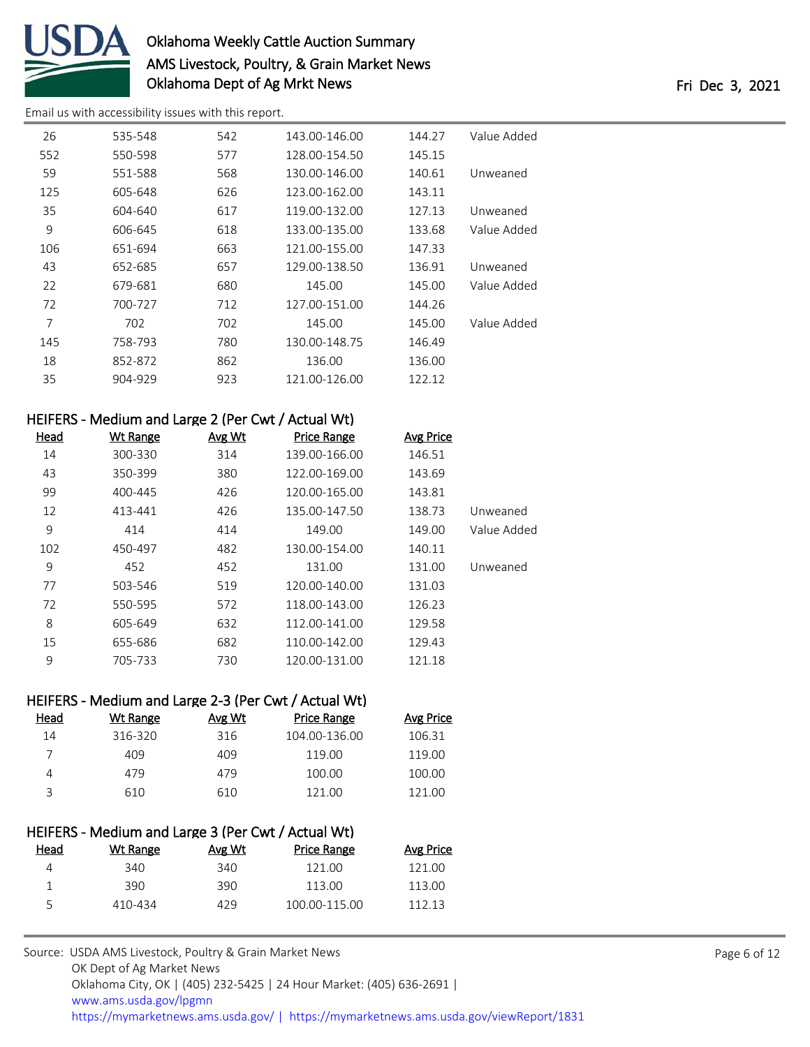Email us with accessibility issues with this report.

| Head | Wt Range | Avg Wt | Price Range | Avg Price | |
|---|---|---|---|---|---|
| 26 | 535-548 | 542 | 143.00-146.00 | 144.27 | Value Added |
| 552 | 550-598 | 577 | 128.00-154.50 | 145.15 | |
| 59 | 551-588 | 568 | 130.00-146.00 | 140.61 | Unweaned |
| 125 | 605-648 | 626 | 123.00-162.00 | 143.11 | |
| 35 | 604-640 | 617 | 119.00-132.00 | 127.13 | Unweaned |
| 9 | 606-645 | 618 | 133.00-135.00 | 133.68 | Value Added |
| 106 | 651-694 | 663 | 121.00-155.00 | 147.33 | |
| 43 | 652-685 | 657 | 129.00-138.50 | 136.91 | Unweaned |
| 22 | 679-681 | 680 | 145.00 | 145.00 | Value Added |
| 72 | 700-727 | 712 | 127.00-151.00 | 144.26 | |
| 7 | 702 | 702 | 145.00 | 145.00 | Value Added |
| 145 | 758-793 | 780 | 130.00-148.75 | 146.49 | |
| 18 | 852-872 | 862 | 136.00 | 136.00 | |
| 35 | 904-929 | 923 | 121.00-126.00 | 122.12 | |

## HEIFERS - Medium and Large 2 (Per Cwt / Actual Wt)

| Head | Wt Range | Avg Wt | Price Range | Avg Price | |
|---|---|---|---|---|---|
| 14 | 300-330 | 314 | 139.00-166.00 | 146.51 | |
| 43 | 350-399 | 380 | 122.00-169.00 | 143.69 | |
| 99 | 400-445 | 426 | 120.00-165.00 | 143.81 | |
| 12 | 413-441 | 426 | 135.00-147.50 | 138.73 | Unweaned |
| 9 | 414 | 414 | 149.00 | 149.00 | Value Added |
| 102 | 450-497 | 482 | 130.00-154.00 | 140.11 | |
| 9 | 452 | 452 | 131.00 | 131.00 | Unweaned |
| 77 | 503-546 | 519 | 120.00-140.00 | 131.03 | |
| 72 | 550-595 | 572 | 118.00-143.00 | 126.23 | |
| 8 | 605-649 | 632 | 112.00-141.00 | 129.58 | |
| 15 | 655-686 | 682 | 110.00-142.00 | 129.43 | |
| 9 | 705-733 | 730 | 120.00-131.00 | 121.18 | |

## HEIFERS - Medium and Large 2-3 (Per Cwt / Actual Wt)

| Head | Wt Range | Avg Wt | Price Range | Avg Price |
|---|---|---|---|---|
| 14 | 316-320 | 316 | 104.00-136.00 | 106.31 |
| 7 | 409 | 409 | 119.00 | 119.00 |
| 4 | 479 | 479 | 100.00 | 100.00 |
| 3 | 610 | 610 | 121.00 | 121.00 |

## HEIFERS - Medium and Large 3 (Per Cwt / Actual Wt)

| Head | Wt Range | Avg Wt | Price Range | Avg Price |
|---|---|---|---|---|
| 4 | 340 | 340 | 121.00 | 121.00 |
| 1 | 390 | 390 | 113.00 | 113.00 |
| 5 | 410-434 | 429 | 100.00-115.00 | 112.13 |

Source: USDA AMS Livestock, Poultry & Grain Market News
OK Dept of Ag Market News
Oklahoma City, OK | (405) 232-5425 | 24 Hour Market: (405) 636-2691 |
www.ams.usda.gov/lpgmn
https://mymarketnews.ams.usda.gov/ | https://mymarketnews.ams.usda.gov/viewReport/1831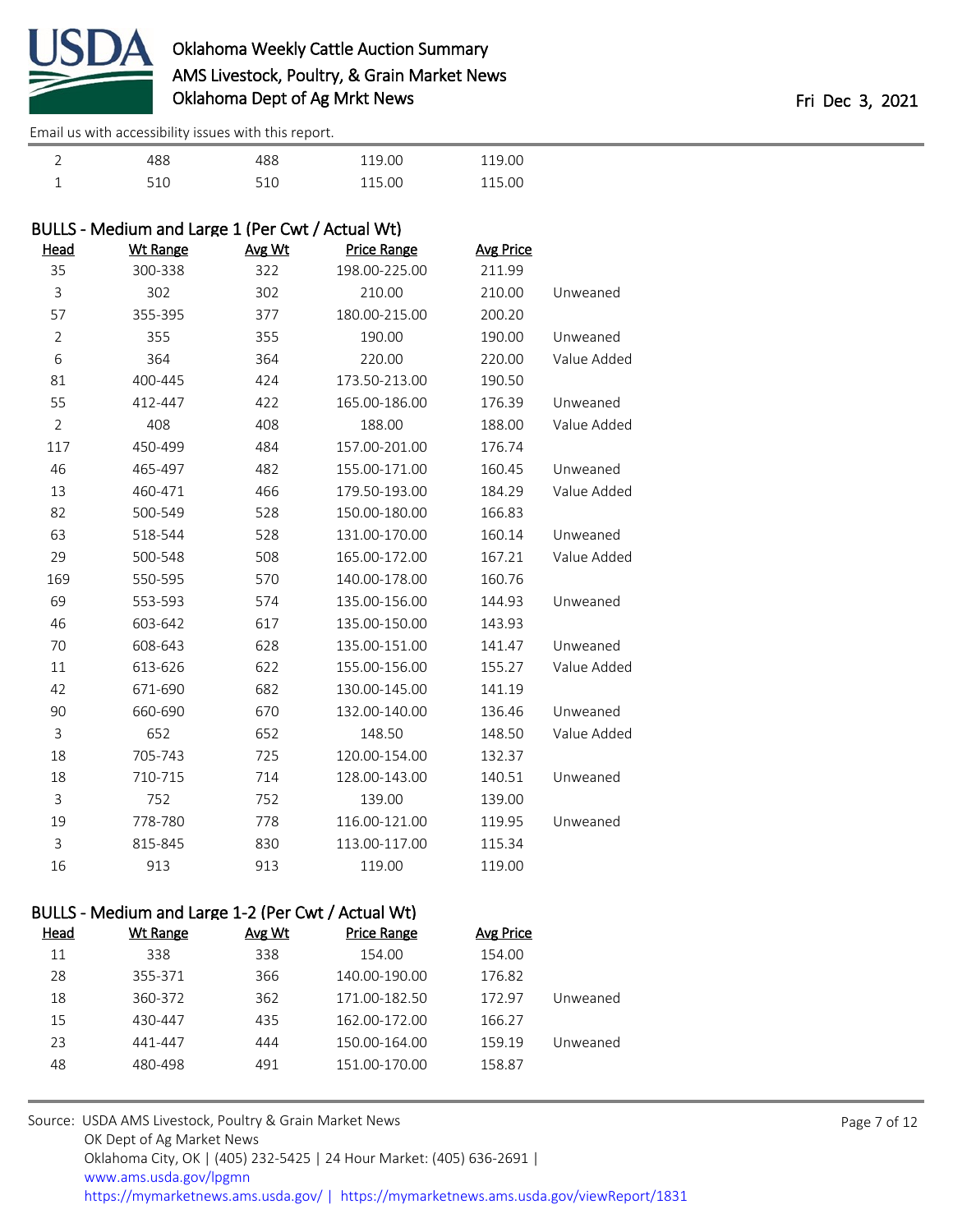| Head | Wt Range | Avg Wt | Price Range | Avg Price | |
|---|---|---|---|---|---|
| 2 | 488 | 488 | 119.00 | 119.00 | |
| 1 | 510 | 510 | 115.00 | 115.00 | |

## BULLS - Medium and Large 1 (Per Cwt / Actual Wt)

| Head | Wt Range | Avg Wt | Price Range | Avg Price | |
|---|---|---|---|---|---|
| 35 | 300-338 | 322 | 198.00-225.00 | 211.99 | |
| 3 | 302 | 302 | 210.00 | 210.00 | Unweaned |
| 57 | 355-395 | 377 | 180.00-215.00 | 200.20 | |
| 2 | 355 | 355 | 190.00 | 190.00 | Unweaned |
| 6 | 364 | 364 | 220.00 | 220.00 | Value Added |
| 81 | 400-445 | 424 | 173.50-213.00 | 190.50 | |
| 55 | 412-447 | 422 | 165.00-186.00 | 176.39 | Unweaned |
| 2 | 408 | 408 | 188.00 | 188.00 | Value Added |
| 117 | 450-499 | 484 | 157.00-201.00 | 176.74 | |
| 46 | 465-497 | 482 | 155.00-171.00 | 160.45 | Unweaned |
| 13 | 460-471 | 466 | 179.50-193.00 | 184.29 | Value Added |
| 82 | 500-549 | 528 | 150.00-180.00 | 166.83 | |
| 63 | 518-544 | 528 | 131.00-170.00 | 160.14 | Unweaned |
| 29 | 500-548 | 508 | 165.00-172.00 | 167.21 | Value Added |
| 169 | 550-595 | 570 | 140.00-178.00 | 160.76 | |
| 69 | 553-593 | 574 | 135.00-156.00 | 144.93 | Unweaned |
| 46 | 603-642 | 617 | 135.00-150.00 | 143.93 | |
| 70 | 608-643 | 628 | 135.00-151.00 | 141.47 | Unweaned |
| 11 | 613-626 | 622 | 155.00-156.00 | 155.27 | Value Added |
| 42 | 671-690 | 682 | 130.00-145.00 | 141.19 | |
| 90 | 660-690 | 670 | 132.00-140.00 | 136.46 | Unweaned |
| 3 | 652 | 652 | 148.50 | 148.50 | Value Added |
| 18 | 705-743 | 725 | 120.00-154.00 | 132.37 | |
| 18 | 710-715 | 714 | 128.00-143.00 | 140.51 | Unweaned |
| 3 | 752 | 752 | 139.00 | 139.00 | |
| 19 | 778-780 | 778 | 116.00-121.00 | 119.95 | Unweaned |
| 3 | 815-845 | 830 | 113.00-117.00 | 115.34 | |
| 16 | 913 | 913 | 119.00 | 119.00 | |

## BULLS - Medium and Large 1-2 (Per Cwt / Actual Wt)

| Head | Wt Range | Avg Wt | Price Range | Avg Price | |
|---|---|---|---|---|---|
| 11 | 338 | 338 | 154.00 | 154.00 | |
| 28 | 355-371 | 366 | 140.00-190.00 | 176.82 | |
| 18 | 360-372 | 362 | 171.00-182.50 | 172.97 | Unweaned |
| 15 | 430-447 | 435 | 162.00-172.00 | 166.27 | |
| 23 | 441-447 | 444 | 150.00-164.00 | 159.19 | Unweaned |
| 48 | 480-498 | 491 | 151.00-170.00 | 158.87 | |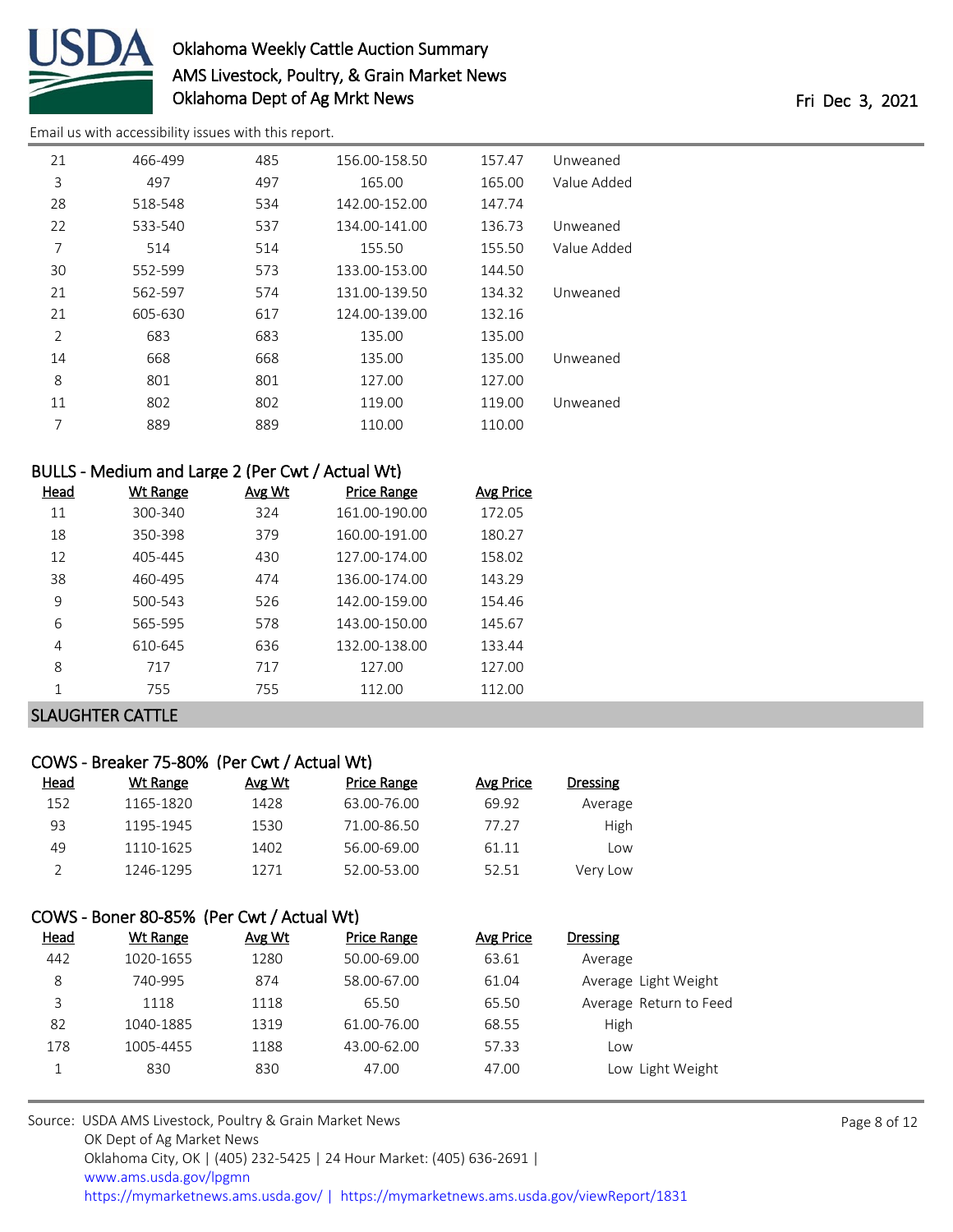| Head | Wt Range | Avg Wt | Price Range | Avg Price | |
|---|---|---|---|---|---|
| 21 | 466-499 | 485 | 156.00-158.50 | 157.47 | Unweaned |
| 3 | 497 | 497 | 165.00 | 165.00 | Value Added |
| 28 | 518-548 | 534 | 142.00-152.00 | 147.74 | |
| 22 | 533-540 | 537 | 134.00-141.00 | 136.73 | Unweaned |
| 7 | 514 | 514 | 155.50 | 155.50 | Value Added |
| 30 | 552-599 | 573 | 133.00-153.00 | 144.50 | |
| 21 | 562-597 | 574 | 131.00-139.50 | 134.32 | Unweaned |
| 21 | 605-630 | 617 | 124.00-139.00 | 132.16 | |
| 2 | 683 | 683 | 135.00 | 135.00 | |
| 14 | 668 | 668 | 135.00 | 135.00 | Unweaned |
| 8 | 801 | 801 | 127.00 | 127.00 | |
| 11 | 802 | 802 | 119.00 | 119.00 | Unweaned |
| 7 | 889 | 889 | 110.00 | 110.00 | |

### BULLS - Medium and Large 2 (Per Cwt / Actual Wt)

| Head | Wt Range | Avg Wt | Price Range | Avg Price |
|---|---|---|---|---|
| 11 | 300-340 | 324 | 161.00-190.00 | 172.05 |
| 18 | 350-398 | 379 | 160.00-191.00 | 180.27 |
| 12 | 405-445 | 430 | 127.00-174.00 | 158.02 |
| 38 | 460-495 | 474 | 136.00-174.00 | 143.29 |
| 9 | 500-543 | 526 | 142.00-159.00 | 154.46 |
| 6 | 565-595 | 578 | 143.00-150.00 | 145.67 |
| 4 | 610-645 | 636 | 132.00-138.00 | 133.44 |
| 8 | 717 | 717 | 127.00 | 127.00 |
| 1 | 755 | 755 | 112.00 | 112.00 |

## SLAUGHTER CATTLE

### COWS - Breaker 75-80% (Per Cwt / Actual Wt)

| Head | Wt Range | Avg Wt | Price Range | Avg Price | Dressing |
|---|---|---|---|---|---|
| 152 | 1165-1820 | 1428 | 63.00-76.00 | 69.92 | Average |
| 93 | 1195-1945 | 1530 | 71.00-86.50 | 77.27 | High |
| 49 | 1110-1625 | 1402 | 56.00-69.00 | 61.11 | Low |
| 2 | 1246-1295 | 1271 | 52.00-53.00 | 52.51 | Very Low |

### COWS - Boner 80-85% (Per Cwt / Actual Wt)

| Head | Wt Range | Avg Wt | Price Range | Avg Price | Dressing |
|---|---|---|---|---|---|
| 442 | 1020-1655 | 1280 | 50.00-69.00 | 63.61 | Average |
| 8 | 740-995 | 874 | 58.00-67.00 | 61.04 | Average Light Weight |
| 3 | 1118 | 1118 | 65.50 | 65.50 | Average Return to Feed |
| 82 | 1040-1885 | 1319 | 61.00-76.00 | 68.55 | High |
| 178 | 1005-4455 | 1188 | 43.00-62.00 | 57.33 | Low |
| 1 | 830 | 830 | 47.00 | 47.00 | Low Light Weight |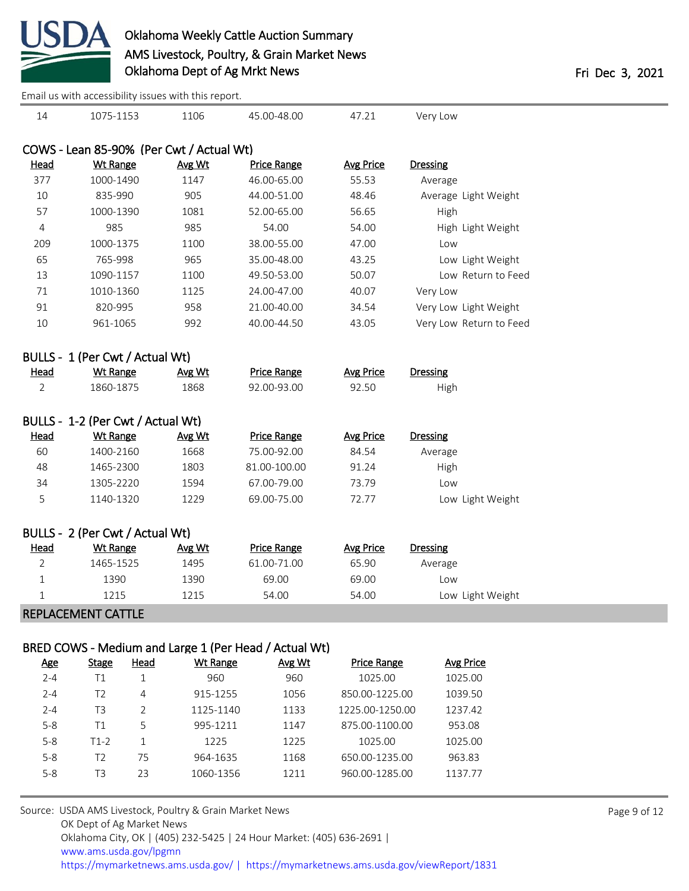| 14 | 1075-1153 | 1106 | 45.00-48.00 | 47.21 | Very Low |
|---|---|---|---|---|---|

### COWS - Lean 85-90% (Per Cwt / Actual Wt)

| Head | Wt Range | Avg Wt | Price Range | Avg Price | Dressing |
|---|---|---|---|---|---|
| 377 | 1000-1490 | 1147 | 46.00-65.00 | 55.53 | Average |
| 10 | 835-990 | 905 | 44.00-51.00 | 48.46 | Average Light Weight |
| 57 | 1000-1390 | 1081 | 52.00-65.00 | 56.65 | High |
| 4 | 985 | 985 | 54.00 | 54.00 | High Light Weight |
| 209 | 1000-1375 | 1100 | 38.00-55.00 | 47.00 | Low |
| 65 | 765-998 | 965 | 35.00-48.00 | 43.25 | Low Light Weight |
| 13 | 1090-1157 | 1100 | 49.50-53.00 | 50.07 | Low Return to Feed |
| 71 | 1010-1360 | 1125 | 24.00-47.00 | 40.07 | Very Low |
| 91 | 820-995 | 958 | 21.00-40.00 | 34.54 | Very Low Light Weight |
| 10 | 961-1065 | 992 | 40.00-44.50 | 43.05 | Very Low Return to Feed |

### BULLS - 1 (Per Cwt / Actual Wt)

| Head | Wt Range | Avg Wt | Price Range | Avg Price | Dressing |
|---|---|---|---|---|---|
| 2 | 1860-1875 | 1868 | 92.00-93.00 | 92.50 | High |

### BULLS - 1-2 (Per Cwt / Actual Wt)

| Head | Wt Range | Avg Wt | Price Range | Avg Price | Dressing |
|---|---|---|---|---|---|
| 60 | 1400-2160 | 1668 | 75.00-92.00 | 84.54 | Average |
| 48 | 1465-2300 | 1803 | 81.00-100.00 | 91.24 | High |
| 34 | 1305-2220 | 1594 | 67.00-79.00 | 73.79 | Low |
| 5 | 1140-1320 | 1229 | 69.00-75.00 | 72.77 | Low Light Weight |

### BULLS - 2 (Per Cwt / Actual Wt)

| Head | Wt Range | Avg Wt | Price Range | Avg Price | Dressing |
|---|---|---|---|---|---|
| 2 | 1465-1525 | 1495 | 61.00-71.00 | 65.90 | Average |
| 1 | 1390 | 1390 | 69.00 | 69.00 | Low |
| 1 | 1215 | 1215 | 54.00 | 54.00 | Low Light Weight |

## REPLACEMENT CATTLE

### BRED COWS - Medium and Large 1 (Per Head / Actual Wt)

| Age | Stage | Head | Wt Range | Avg Wt | Price Range | Avg Price |
|---|---|---|---|---|---|---|
| 2-4 | T1 | 1 | 960 | 960 | 1025.00 | 1025.00 |
| 2-4 | T2 | 4 | 915-1255 | 1056 | 850.00-1225.00 | 1039.50 |
| 2-4 | T3 | 2 | 1125-1140 | 1133 | 1225.00-1250.00 | 1237.42 |
| 5-8 | T1 | 5 | 995-1211 | 1147 | 875.00-1100.00 | 953.08 |
| 5-8 | T1-2 | 1 | 1225 | 1225 | 1025.00 | 1025.00 |
| 5-8 | T2 | 75 | 964-1635 | 1168 | 650.00-1235.00 | 963.83 |
| 5-8 | T3 | 23 | 1060-1356 | 1211 | 960.00-1285.00 | 1137.77 |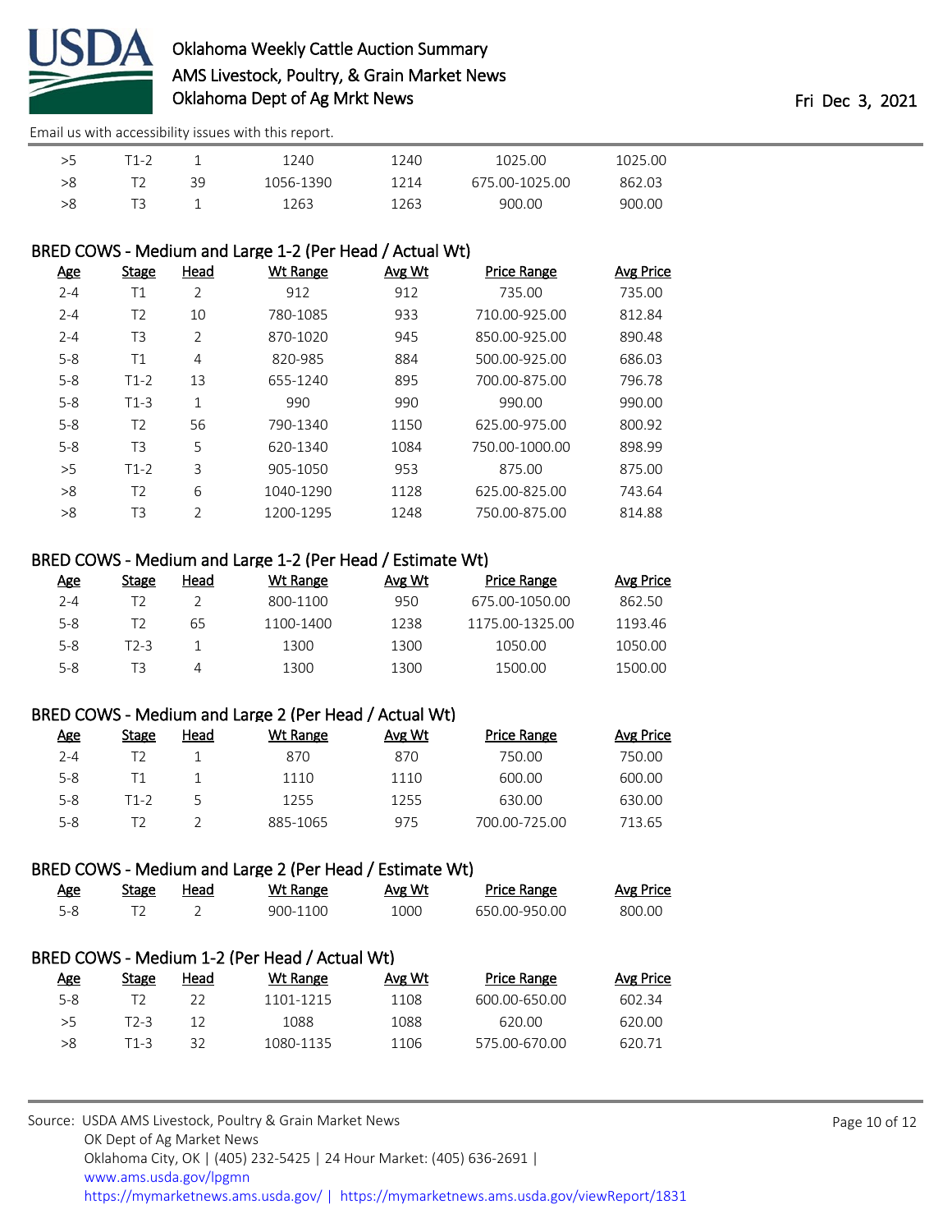| Age | Stage | Head | Wt Range | Avg Wt | Price Range | Avg Price |
|---|---|---|---|---|---|---|
| >5 | T1-2 | 1 | 1240 | 1240 | 1025.00 | 1025.00 |
| >8 | T2 | 39 | 1056-1390 | 1214 | 675.00-1025.00 | 862.03 |
| >8 | T3 | 1 | 1263 | 1263 | 900.00 | 900.00 |

## BRED COWS - Medium and Large 1-2 (Per Head / Actual Wt)

| Age | Stage | Head | Wt Range | Avg Wt | Price Range | Avg Price |
|---|---|---|---|---|---|---|
| 2-4 | T1 | 2 | 912 | 912 | 735.00 | 735.00 |
| 2-4 | T2 | 10 | 780-1085 | 933 | 710.00-925.00 | 812.84 |
| 2-4 | T3 | 2 | 870-1020 | 945 | 850.00-925.00 | 890.48 |
| 5-8 | T1 | 4 | 820-985 | 884 | 500.00-925.00 | 686.03 |
| 5-8 | T1-2 | 13 | 655-1240 | 895 | 700.00-875.00 | 796.78 |
| 5-8 | T1-3 | 1 | 990 | 990 | 990.00 | 990.00 |
| 5-8 | T2 | 56 | 790-1340 | 1150 | 625.00-975.00 | 800.92 |
| 5-8 | T3 | 5 | 620-1340 | 1084 | 750.00-1000.00 | 898.99 |
| >5 | T1-2 | 3 | 905-1050 | 953 | 875.00 | 875.00 |
| >8 | T2 | 6 | 1040-1290 | 1128 | 625.00-825.00 | 743.64 |
| >8 | T3 | 2 | 1200-1295 | 1248 | 750.00-875.00 | 814.88 |

## BRED COWS - Medium and Large 1-2 (Per Head / Estimate Wt)

| Age | Stage | Head | Wt Range | Avg Wt | Price Range | Avg Price |
|---|---|---|---|---|---|---|
| 2-4 | T2 | 2 | 800-1100 | 950 | 675.00-1050.00 | 862.50 |
| 5-8 | T2 | 65 | 1100-1400 | 1238 | 1175.00-1325.00 | 1193.46 |
| 5-8 | T2-3 | 1 | 1300 | 1300 | 1050.00 | 1050.00 |
| 5-8 | T3 | 4 | 1300 | 1300 | 1500.00 | 1500.00 |

## BRED COWS - Medium and Large 2 (Per Head / Actual Wt)

| Age | Stage | Head | Wt Range | Avg Wt | Price Range | Avg Price |
|---|---|---|---|---|---|---|
| 2-4 | T2 | 1 | 870 | 870 | 750.00 | 750.00 |
| 5-8 | T1 | 1 | 1110 | 1110 | 600.00 | 600.00 |
| 5-8 | T1-2 | 5 | 1255 | 1255 | 630.00 | 630.00 |
| 5-8 | T2 | 2 | 885-1065 | 975 | 700.00-725.00 | 713.65 |

## BRED COWS - Medium and Large 2 (Per Head / Estimate Wt)

| Age | Stage | Head | Wt Range | Avg Wt | Price Range | Avg Price |
|---|---|---|---|---|---|---|
| 5-8 | T2 | 2 | 900-1100 | 1000 | 650.00-950.00 | 800.00 |

## BRED COWS - Medium 1-2 (Per Head / Actual Wt)

| Age | Stage | Head | Wt Range | Avg Wt | Price Range | Avg Price |
|---|---|---|---|---|---|---|
| 5-8 | T2 | 22 | 1101-1215 | 1108 | 600.00-650.00 | 602.34 |
| >5 | T2-3 | 12 | 1088 | 1088 | 620.00 | 620.00 |
| >8 | T1-3 | 32 | 1080-1135 | 1106 | 575.00-670.00 | 620.71 |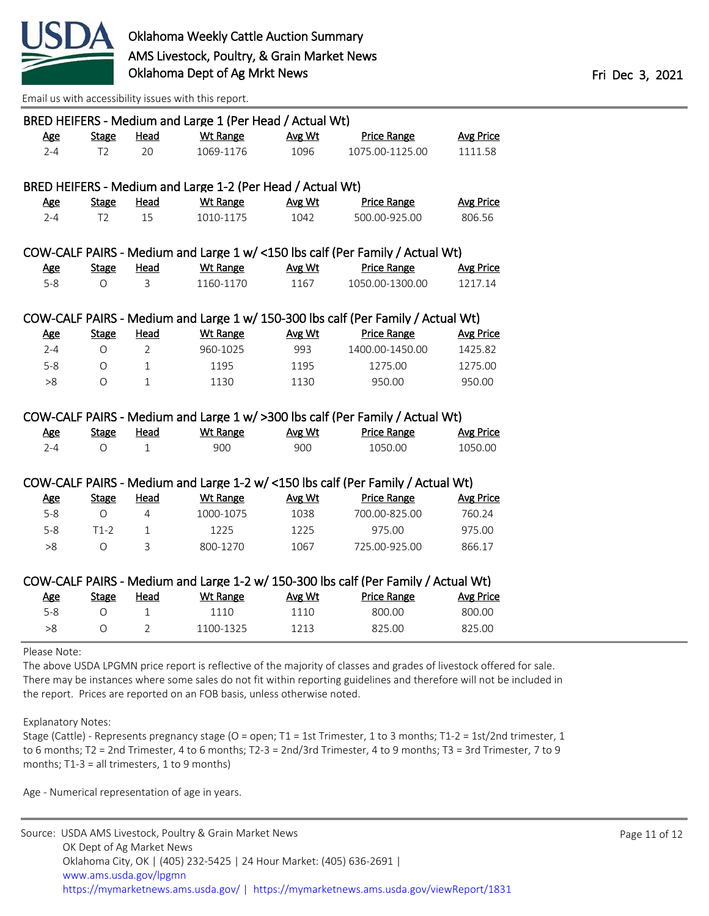Oklahoma Weekly Cattle Auction Summary
AMS Livestock, Poultry, & Grain Market News
Oklahoma Dept of Ag Mrkt News

Fri Dec 3, 2021

Email us with accessibility issues with this report.

### BRED HEIFERS - Medium and Large 1 (Per Head / Actual Wt)

| Age | Stage | Head | Wt Range | Avg Wt | Price Range | Avg Price |
|---|---|---|---|---|---|---|
| 2-4 | T2 | 20 | 1069-1176 | 1096 | 1075.00-1125.00 | 1111.58 |

### BRED HEIFERS - Medium and Large 1-2 (Per Head / Actual Wt)

| Age | Stage | Head | Wt Range | Avg Wt | Price Range | Avg Price |
|---|---|---|---|---|---|---|
| 2-4 | T2 | 15 | 1010-1175 | 1042 | 500.00-925.00 | 806.56 |

### COW-CALF PAIRS - Medium and Large 1 w/ <150 lbs calf (Per Family / Actual Wt)

| Age | Stage | Head | Wt Range | Avg Wt | Price Range | Avg Price |
|---|---|---|---|---|---|---|
| 5-8 | O | 3 | 1160-1170 | 1167 | 1050.00-1300.00 | 1217.14 |

### COW-CALF PAIRS - Medium and Large 1 w/ 150-300 lbs calf (Per Family / Actual Wt)

| Age | Stage | Head | Wt Range | Avg Wt | Price Range | Avg Price |
|---|---|---|---|---|---|---|
| 2-4 | O | 2 | 960-1025 | 993 | 1400.00-1450.00 | 1425.82 |
| 5-8 | O | 1 | 1195 | 1195 | 1275.00 | 1275.00 |
| >8 | O | 1 | 1130 | 1130 | 950.00 | 950.00 |

### COW-CALF PAIRS - Medium and Large 1 w/ >300 lbs calf (Per Family / Actual Wt)

| Age | Stage | Head | Wt Range | Avg Wt | Price Range | Avg Price |
|---|---|---|---|---|---|---|
| 2-4 | O | 1 | 900 | 900 | 1050.00 | 1050.00 |

### COW-CALF PAIRS - Medium and Large 1-2 w/ <150 lbs calf (Per Family / Actual Wt)

| Age | Stage | Head | Wt Range | Avg Wt | Price Range | Avg Price |
|---|---|---|---|---|---|---|
| 5-8 | O | 4 | 1000-1075 | 1038 | 700.00-825.00 | 760.24 |
| 5-8 | T1-2 | 1 | 1225 | 1225 | 975.00 | 975.00 |
| >8 | O | 3 | 800-1270 | 1067 | 725.00-925.00 | 866.17 |

### COW-CALF PAIRS - Medium and Large 1-2 w/ 150-300 lbs calf (Per Family / Actual Wt)

| Age | Stage | Head | Wt Range | Avg Wt | Price Range | Avg Price |
|---|---|---|---|---|---|---|
| 5-8 | O | 1 | 1110 | 1110 | 800.00 | 800.00 |
| >8 | O | 2 | 1100-1325 | 1213 | 825.00 | 825.00 |

Please Note:
The above USDA LPGMN price report is reflective of the majority of classes and grades of livestock offered for sale. There may be instances where some sales do not fit within reporting guidelines and therefore will not be included in the report. Prices are reported on an FOB basis, unless otherwise noted.

Explanatory Notes:
Stage (Cattle) - Represents pregnancy stage (O = open; T1 = 1st Trimester, 1 to 3 months; T1-2 = 1st/2nd trimester, 1 to 6 months; T2 = 2nd Trimester, 4 to 6 months; T2-3 = 2nd/3rd Trimester, 4 to 9 months; T3 = 3rd Trimester, 7 to 9 months; T1-3 = all trimesters, 1 to 9 months)

Age - Numerical representation of age in years.

Source: USDA AMS Livestock, Poultry & Grain Market News
OK Dept of Ag Market News
Oklahoma City, OK | (405) 232-5425 | 24 Hour Market: (405) 636-2691 |
www.ams.usda.gov/lpgmn
https://mymarketnews.ams.usda.gov/ | https://mymarketnews.ams.usda.gov/viewReport/1831